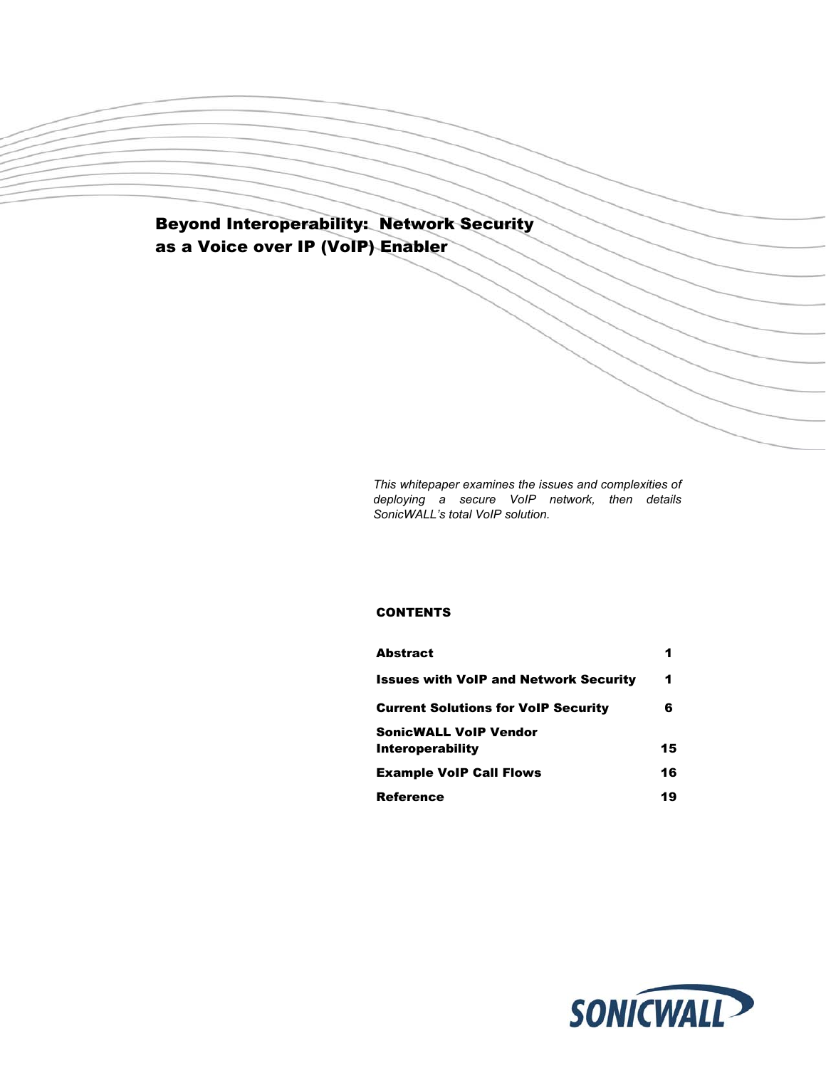# Beyond Interoperability: Network Security as a Voice over IP (VoIP) Enabler

*This whitepaper examines the issues and complexities of deploying a secure VoIP network, then details SonicWALL's total VoIP solution.*

**CONTENTS**

| | |
|---|---|
| **Abstract** | **1** |
| **Issues with VoIP and Network Security** | **1** |
| **Current Solutions for VoIP Security** | **6** |
| **SonicWALL VoIP Vendor Interoperability** | **15** |
| **Example VoIP Call Flows** | **16** |
| **Reference** | **19** |

SONICWALL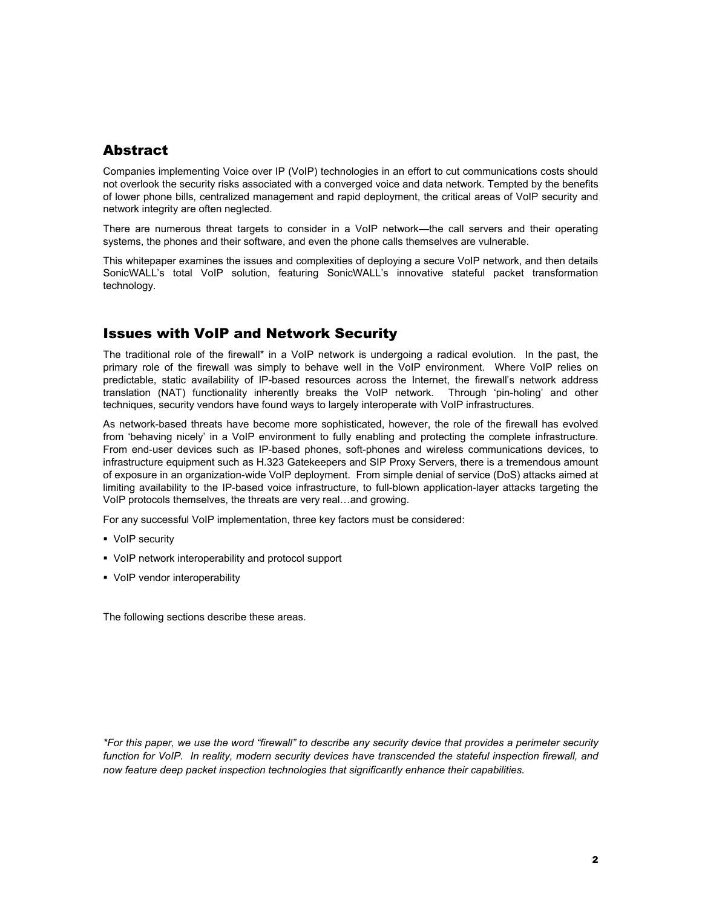## Abstract

Companies implementing Voice over IP (VoIP) technologies in an effort to cut communications costs should not overlook the security risks associated with a converged voice and data network. Tempted by the benefits of lower phone bills, centralized management and rapid deployment, the critical areas of VoIP security and network integrity are often neglected.

There are numerous threat targets to consider in a VoIP network—the call servers and their operating systems, the phones and their software, and even the phone calls themselves are vulnerable.

This whitepaper examines the issues and complexities of deploying a secure VoIP network, and then details SonicWALL's total VoIP solution, featuring SonicWALL's innovative stateful packet transformation technology.

## Issues with VoIP and Network Security

The traditional role of the firewall* in a VoIP network is undergoing a radical evolution. In the past, the primary role of the firewall was simply to behave well in the VoIP environment. Where VoIP relies on predictable, static availability of IP-based resources across the Internet, the firewall's network address translation (NAT) functionality inherently breaks the VoIP network. Through 'pin-holing' and other techniques, security vendors have found ways to largely interoperate with VoIP infrastructures.

As network-based threats have become more sophisticated, however, the role of the firewall has evolved from 'behaving nicely' in a VoIP environment to fully enabling and protecting the complete infrastructure. From end-user devices such as IP-based phones, soft-phones and wireless communications devices, to infrastructure equipment such as H.323 Gatekeepers and SIP Proxy Servers, there is a tremendous amount of exposure in an organization-wide VoIP deployment. From simple denial of service (DoS) attacks aimed at limiting availability to the IP-based voice infrastructure, to full-blown application-layer attacks targeting the VoIP protocols themselves, the threats are very real…and growing.

For any successful VoIP implementation, three key factors must be considered:

- VoIP security
- VoIP network interoperability and protocol support
- VoIP vendor interoperability

The following sections describe these areas.

*\*For this paper, we use the word "firewall" to describe any security device that provides a perimeter security function for VoIP. In reality, modern security devices have transcended the stateful inspection firewall, and now feature deep packet inspection technologies that significantly enhance their capabilities.*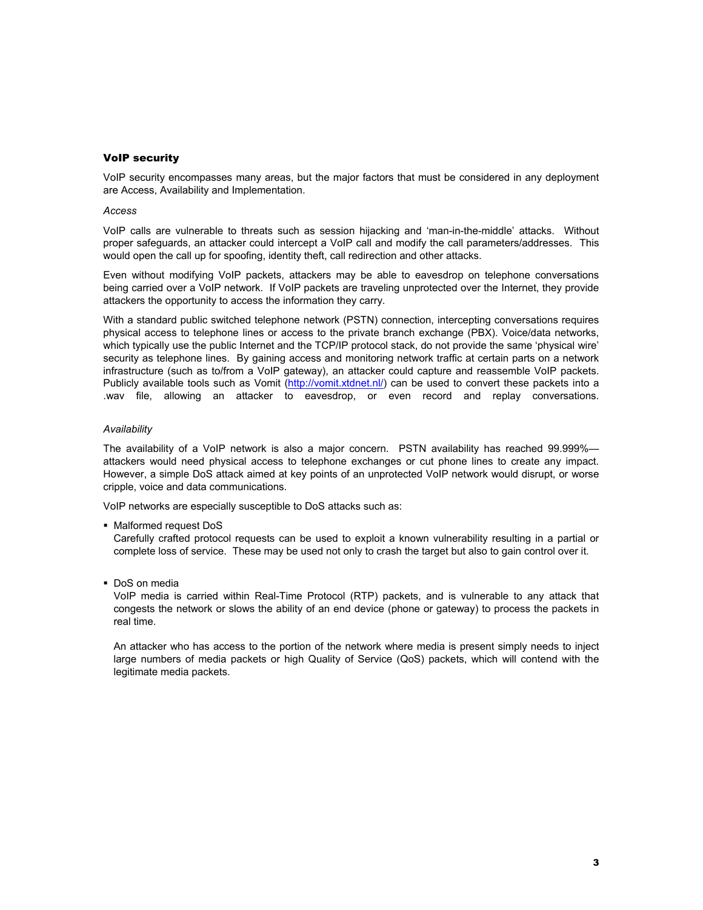## VoIP security

VoIP security encompasses many areas, but the major factors that must be considered in any deployment are Access, Availability and Implementation.

*Access*

VoIP calls are vulnerable to threats such as session hijacking and 'man-in-the-middle' attacks. Without proper safeguards, an attacker could intercept a VoIP call and modify the call parameters/addresses. This would open the call up for spoofing, identity theft, call redirection and other attacks.

Even without modifying VoIP packets, attackers may be able to eavesdrop on telephone conversations being carried over a VoIP network. If VoIP packets are traveling unprotected over the Internet, they provide attackers the opportunity to access the information they carry.

With a standard public switched telephone network (PSTN) connection, intercepting conversations requires physical access to telephone lines or access to the private branch exchange (PBX). Voice/data networks, which typically use the public Internet and the TCP/IP protocol stack, do not provide the same 'physical wire' security as telephone lines. By gaining access and monitoring network traffic at certain parts on a network infrastructure (such as to/from a VoIP gateway), an attacker could capture and reassemble VoIP packets. Publicly available tools such as Vomit (http://vomit.xtdnet.nl/) can be used to convert these packets into a .wav file, allowing an attacker to eavesdrop, or even record and replay conversations.

*Availability*

The availability of a VoIP network is also a major concern. PSTN availability has reached 99.999%—attackers would need physical access to telephone exchanges or cut phone lines to create any impact. However, a simple DoS attack aimed at key points of an unprotected VoIP network would disrupt, or worse cripple, voice and data communications.

VoIP networks are especially susceptible to DoS attacks such as:

- Malformed request DoS
  Carefully crafted protocol requests can be used to exploit a known vulnerability resulting in a partial or complete loss of service. These may be used not only to crash the target but also to gain control over it.

- DoS on media
  VoIP media is carried within Real-Time Protocol (RTP) packets, and is vulnerable to any attack that congests the network or slows the ability of an end device (phone or gateway) to process the packets in real time.

  An attacker who has access to the portion of the network where media is present simply needs to inject large numbers of media packets or high Quality of Service (QoS) packets, which will contend with the legitimate media packets.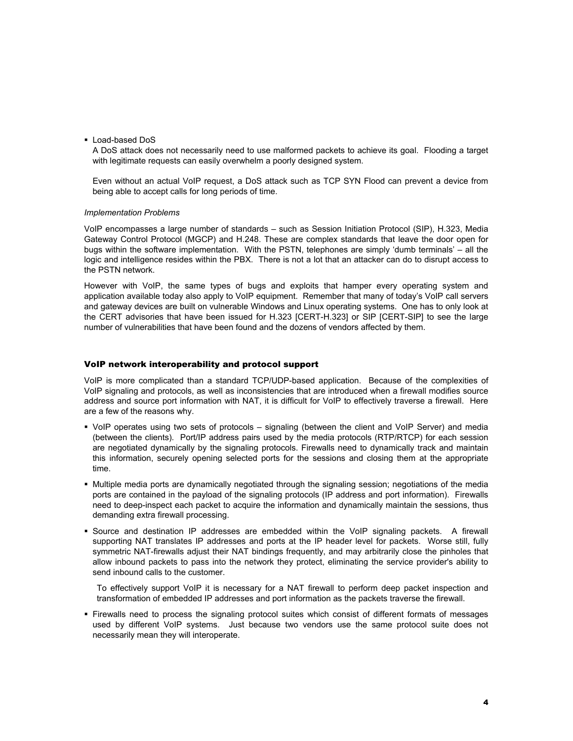- Load-based DoS

  A DoS attack does not necessarily need to use malformed packets to achieve its goal. Flooding a target with legitimate requests can easily overwhelm a poorly designed system.

  Even without an actual VoIP request, a DoS attack such as TCP SYN Flood can prevent a device from being able to accept calls for long periods of time.

*Implementation Problems*

VoIP encompasses a large number of standards – such as Session Initiation Protocol (SIP), H.323, Media Gateway Control Protocol (MGCP) and H.248. These are complex standards that leave the door open for bugs within the software implementation. With the PSTN, telephones are simply 'dumb terminals' – all the logic and intelligence resides within the PBX. There is not a lot that an attacker can do to disrupt access to the PSTN network.

However with VoIP, the same types of bugs and exploits that hamper every operating system and application available today also apply to VoIP equipment. Remember that many of today's VoIP call servers and gateway devices are built on vulnerable Windows and Linux operating systems. One has to only look at the CERT advisories that have been issued for H.323 [CERT-H.323] or SIP [CERT-SIP] to see the large number of vulnerabilities that have been found and the dozens of vendors affected by them.

### VoIP network interoperability and protocol support

VoIP is more complicated than a standard TCP/UDP-based application. Because of the complexities of VoIP signaling and protocols, as well as inconsistencies that are introduced when a firewall modifies source address and source port information with NAT, it is difficult for VoIP to effectively traverse a firewall. Here are a few of the reasons why.

- VoIP operates using two sets of protocols – signaling (between the client and VoIP Server) and media (between the clients). Port/IP address pairs used by the media protocols (RTP/RTCP) for each session are negotiated dynamically by the signaling protocols. Firewalls need to dynamically track and maintain this information, securely opening selected ports for the sessions and closing them at the appropriate time.
- Multiple media ports are dynamically negotiated through the signaling session; negotiations of the media ports are contained in the payload of the signaling protocols (IP address and port information). Firewalls need to deep-inspect each packet to acquire the information and dynamically maintain the sessions, thus demanding extra firewall processing.
- Source and destination IP addresses are embedded within the VoIP signaling packets. A firewall supporting NAT translates IP addresses and ports at the IP header level for packets. Worse still, fully symmetric NAT-firewalls adjust their NAT bindings frequently, and may arbitrarily close the pinholes that allow inbound packets to pass into the network they protect, eliminating the service provider's ability to send inbound calls to the customer.

  To effectively support VoIP it is necessary for a NAT firewall to perform deep packet inspection and transformation of embedded IP addresses and port information as the packets traverse the firewall.
- Firewalls need to process the signaling protocol suites which consist of different formats of messages used by different VoIP systems. Just because two vendors use the same protocol suite does not necessarily mean they will interoperate.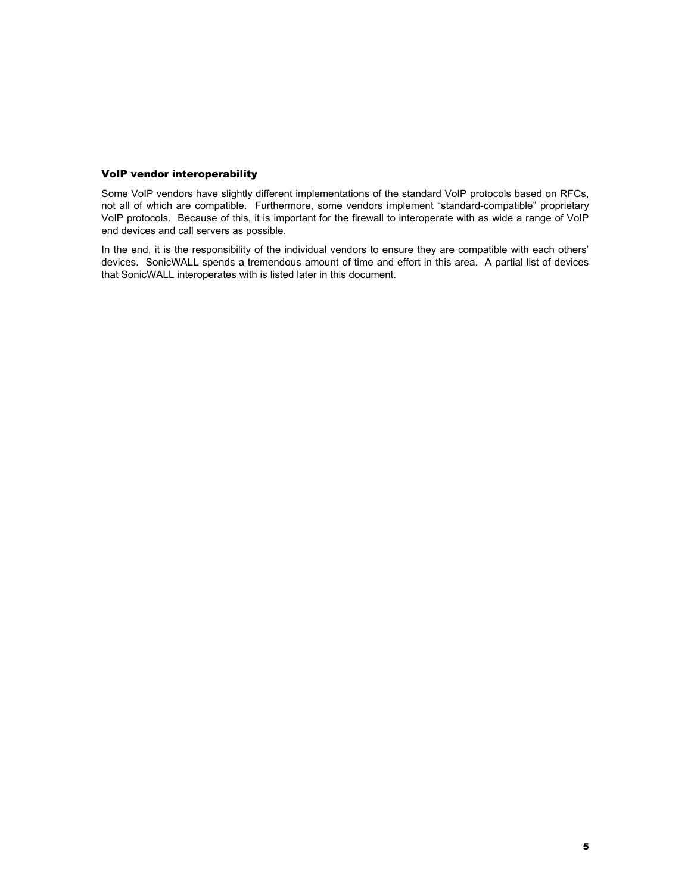### VoIP vendor interoperability

Some VoIP vendors have slightly different implementations of the standard VoIP protocols based on RFCs, not all of which are compatible. Furthermore, some vendors implement "standard-compatible" proprietary VoIP protocols. Because of this, it is important for the firewall to interoperate with as wide a range of VoIP end devices and call servers as possible.

In the end, it is the responsibility of the individual vendors to ensure they are compatible with each others' devices. SonicWALL spends a tremendous amount of time and effort in this area. A partial list of devices that SonicWALL interoperates with is listed later in this document.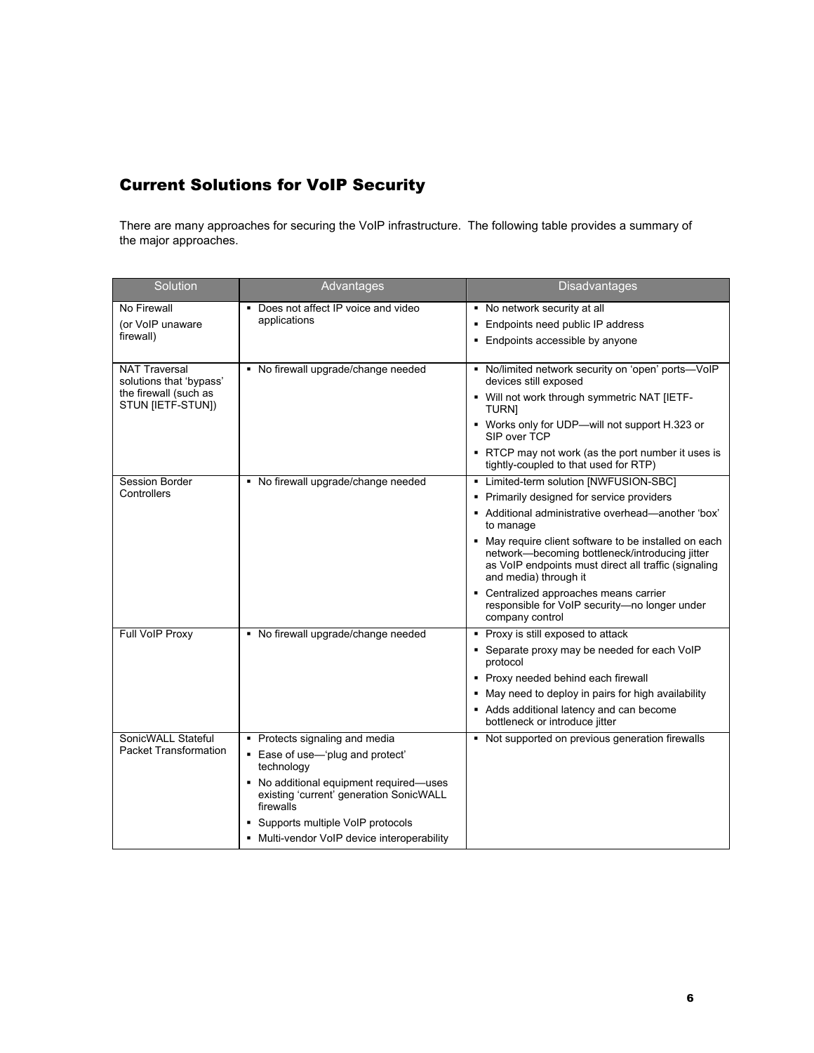## Current Solutions for VoIP Security

There are many approaches for securing the VoIP infrastructure. The following table provides a summary of the major approaches.

| Solution | Advantages | Disadvantages |
|---|---|---|
| No Firewall (or VoIP unaware firewall) | ▪ Does not affect IP voice and video applications | ▪ No network security at all<br>▪ Endpoints need public IP address<br>▪ Endpoints accessible by anyone |
| NAT Traversal solutions that 'bypass' the firewall (such as STUN [IETF-STUN]) | ▪ No firewall upgrade/change needed | ▪ No/limited network security on 'open' ports—VoIP devices still exposed<br>▪ Will not work through symmetric NAT [IETF-TURN]<br>▪ Works only for UDP—will not support H.323 or SIP over TCP<br>▪ RTCP may not work (as the port number it uses is tightly-coupled to that used for RTP) |
| Session Border Controllers | ▪ No firewall upgrade/change needed | ▪ Limited-term solution [NWFUSION-SBC]<br>▪ Primarily designed for service providers<br>▪ Additional administrative overhead—another 'box' to manage<br>▪ May require client software to be installed on each network—becoming bottleneck/introducing jitter as VoIP endpoints must direct all traffic (signaling and media) through it<br>▪ Centralized approaches means carrier responsible for VoIP security—no longer under company control |
| Full VoIP Proxy | ▪ No firewall upgrade/change needed | ▪ Proxy is still exposed to attack<br>▪ Separate proxy may be needed for each VoIP protocol<br>▪ Proxy needed behind each firewall<br>▪ May need to deploy in pairs for high availability<br>▪ Adds additional latency and can become bottleneck or introduce jitter |
| SonicWALL Stateful Packet Transformation | ▪ Protects signaling and media<br>▪ Ease of use—'plug and protect' technology<br>▪ No additional equipment required—uses existing 'current' generation SonicWALL firewalls<br>▪ Supports multiple VoIP protocols<br>▪ Multi-vendor VoIP device interoperability | ▪ Not supported on previous generation firewalls |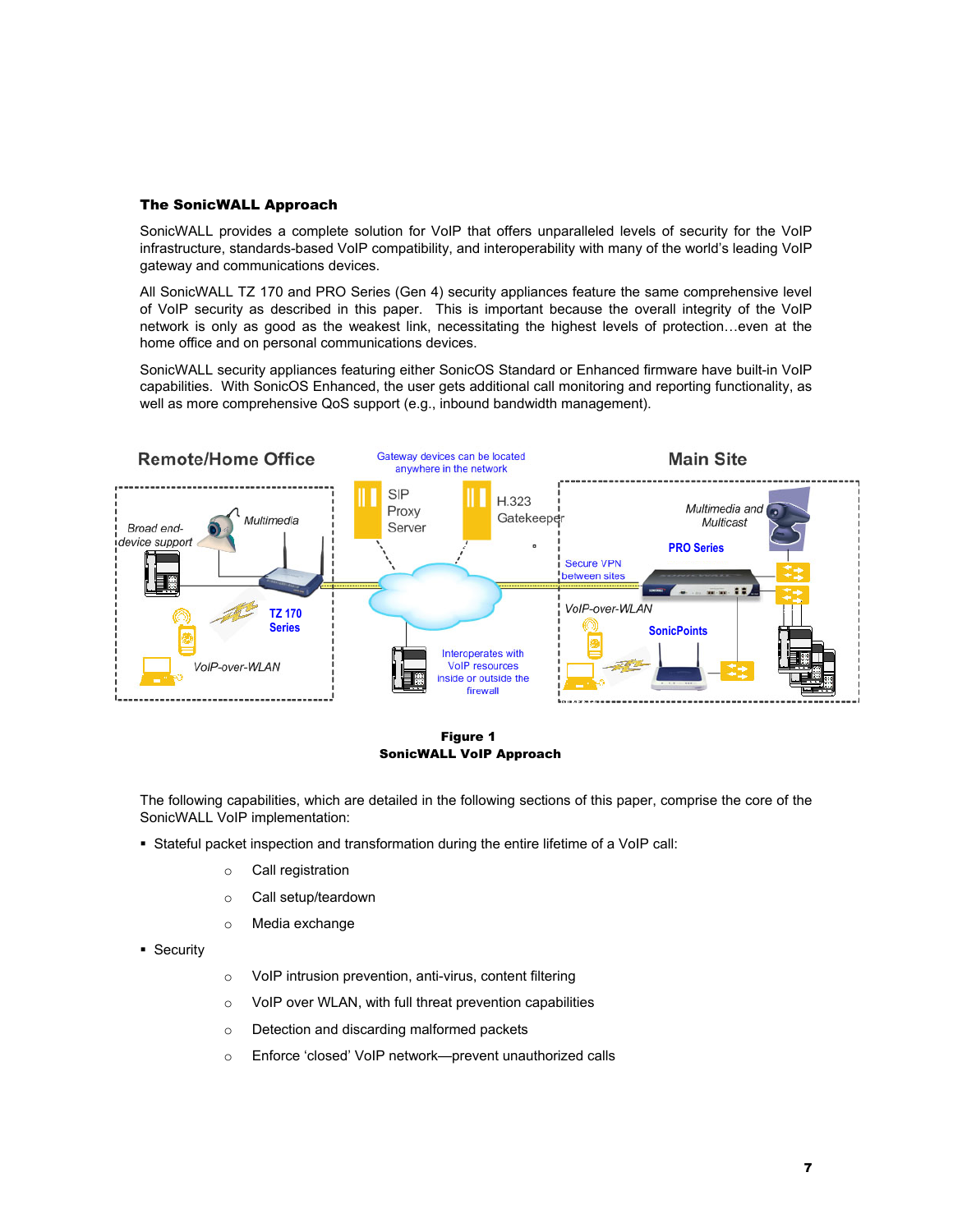### The SonicWALL Approach

SonicWALL provides a complete solution for VoIP that offers unparalleled levels of security for the VoIP infrastructure, standards-based VoIP compatibility, and interoperability with many of the world's leading VoIP gateway and communications devices.

All SonicWALL TZ 170 and PRO Series (Gen 4) security appliances feature the same comprehensive level of VoIP security as described in this paper. This is important because the overall integrity of the VoIP network is only as good as the weakest link, necessitating the highest levels of protection…even at the home office and on personal communications devices.

SonicWALL security appliances featuring either SonicOS Standard or Enhanced firmware have built-in VoIP capabilities. With SonicOS Enhanced, the user gets additional call monitoring and reporting functionality, as well as more comprehensive QoS support (e.g., inbound bandwidth management).

**Figure 1**
**SonicWALL VoIP Approach**

The following capabilities, which are detailed in the following sections of this paper, comprise the core of the SonicWALL VoIP implementation:

- Stateful packet inspection and transformation during the entire lifetime of a VoIP call:
  - Call registration
  - Call setup/teardown
  - Media exchange
- Security
  - VoIP intrusion prevention, anti-virus, content filtering
  - VoIP over WLAN, with full threat prevention capabilities
  - Detection and discarding malformed packets
  - Enforce 'closed' VoIP network—prevent unauthorized calls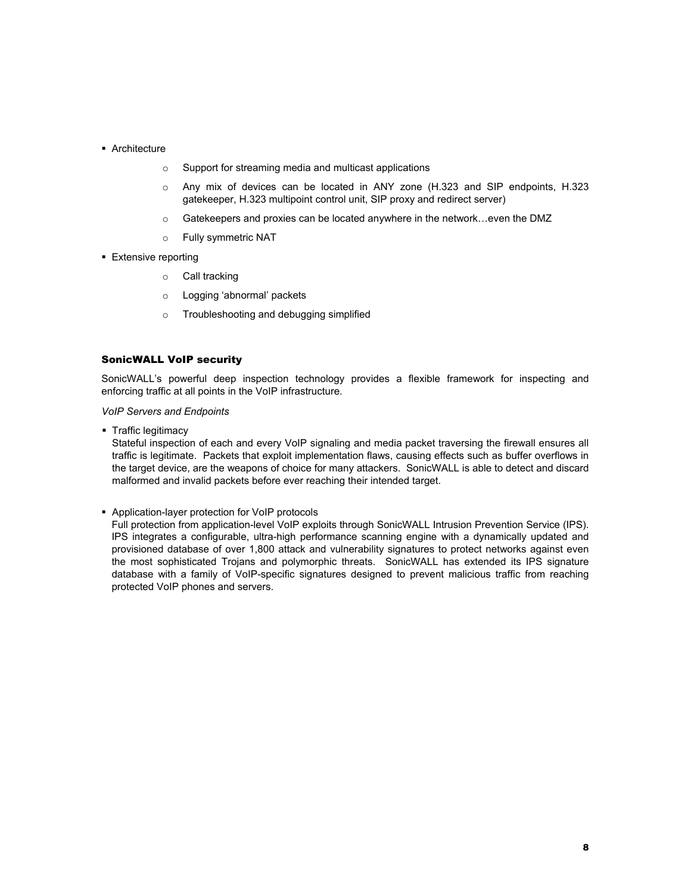- Architecture
  - Support for streaming media and multicast applications
  - Any mix of devices can be located in ANY zone (H.323 and SIP endpoints, H.323 gatekeeper, H.323 multipoint control unit, SIP proxy and redirect server)
  - Gatekeepers and proxies can be located anywhere in the network…even the DMZ
  - Fully symmetric NAT
- Extensive reporting
  - Call tracking
  - Logging 'abnormal' packets
  - Troubleshooting and debugging simplified

## SonicWALL VoIP security

SonicWALL's powerful deep inspection technology provides a flexible framework for inspecting and enforcing traffic at all points in the VoIP infrastructure.

*VoIP Servers and Endpoints*

- Traffic legitimacy
  Stateful inspection of each and every VoIP signaling and media packet traversing the firewall ensures all traffic is legitimate. Packets that exploit implementation flaws, causing effects such as buffer overflows in the target device, are the weapons of choice for many attackers. SonicWALL is able to detect and discard malformed and invalid packets before ever reaching their intended target.

- Application-layer protection for VoIP protocols
  Full protection from application-level VoIP exploits through SonicWALL Intrusion Prevention Service (IPS). IPS integrates a configurable, ultra-high performance scanning engine with a dynamically updated and provisioned database of over 1,800 attack and vulnerability signatures to protect networks against even the most sophisticated Trojans and polymorphic threats. SonicWALL has extended its IPS signature database with a family of VoIP-specific signatures designed to prevent malicious traffic from reaching protected VoIP phones and servers.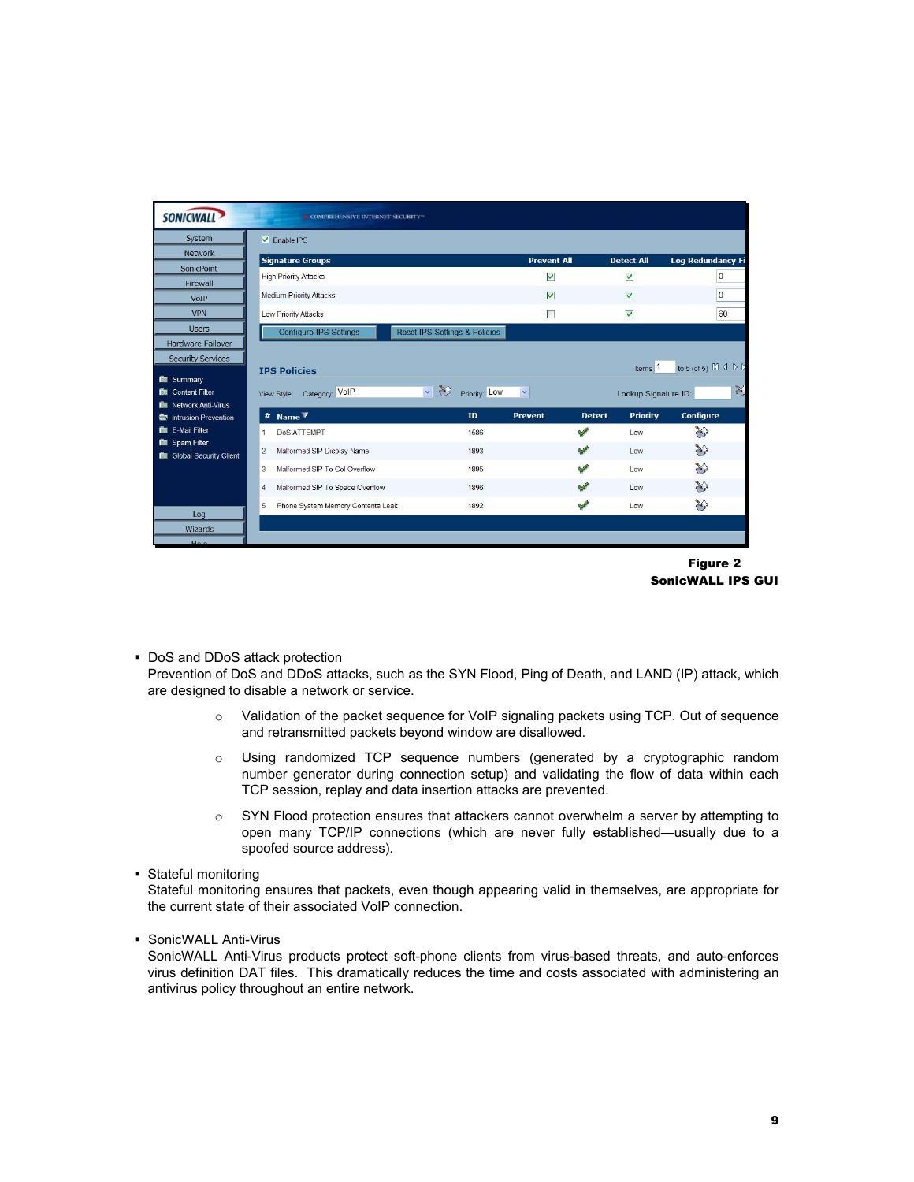**Figure 2**
**SonicWALL IPS GUI**

- DoS and DDoS attack protection
  Prevention of DoS and DDoS attacks, such as the SYN Flood, Ping of Death, and LAND (IP) attack, which are designed to disable a network or service.
    - Validation of the packet sequence for VoIP signaling packets using TCP. Out of sequence and retransmitted packets beyond window are disallowed.
    - Using randomized TCP sequence numbers (generated by a cryptographic random number generator during connection setup) and validating the flow of data within each TCP session, replay and data insertion attacks are prevented.
    - SYN Flood protection ensures that attackers cannot overwhelm a server by attempting to open many TCP/IP connections (which are never fully established—usually due to a spoofed source address).
- Stateful monitoring
  Stateful monitoring ensures that packets, even though appearing valid in themselves, are appropriate for the current state of their associated VoIP connection.
- SonicWALL Anti-Virus
  SonicWALL Anti-Virus products protect soft-phone clients from virus-based threats, and auto-enforces virus definition DAT files. This dramatically reduces the time and costs associated with administering an antivirus policy throughout an entire network.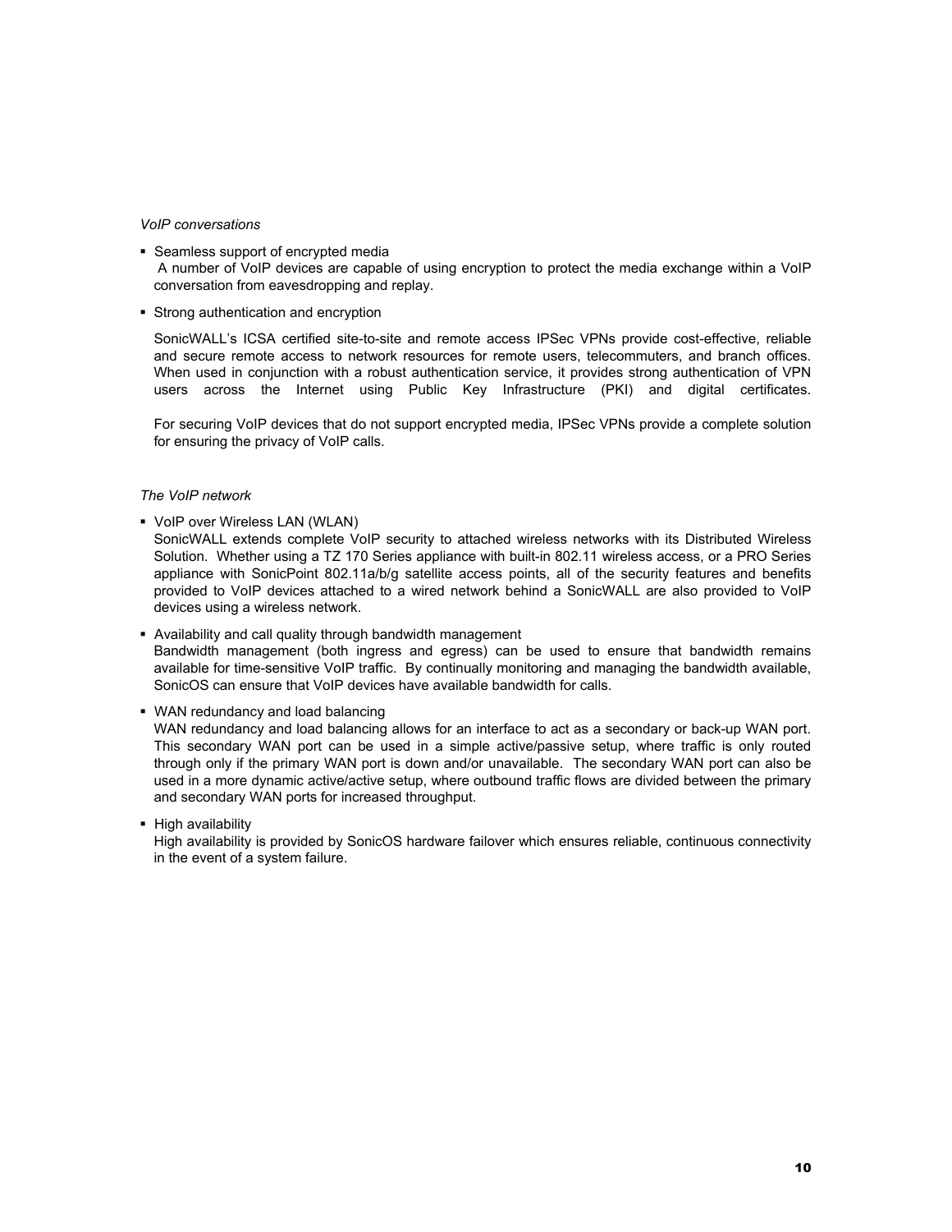*VoIP conversations*

- Seamless support of encrypted media
  A number of VoIP devices are capable of using encryption to protect the media exchange within a VoIP conversation from eavesdropping and replay.

- Strong authentication and encryption

  SonicWALL's ICSA certified site-to-site and remote access IPSec VPNs provide cost-effective, reliable and secure remote access to network resources for remote users, telecommuters, and branch offices. When used in conjunction with a robust authentication service, it provides strong authentication of VPN users across the Internet using Public Key Infrastructure (PKI) and digital certificates.

  For securing VoIP devices that do not support encrypted media, IPSec VPNs provide a complete solution for ensuring the privacy of VoIP calls.

*The VoIP network*

- VoIP over Wireless LAN (WLAN)
  SonicWALL extends complete VoIP security to attached wireless networks with its Distributed Wireless Solution. Whether using a TZ 170 Series appliance with built-in 802.11 wireless access, or a PRO Series appliance with SonicPoint 802.11a/b/g satellite access points, all of the security features and benefits provided to VoIP devices attached to a wired network behind a SonicWALL are also provided to VoIP devices using a wireless network.

- Availability and call quality through bandwidth management
  Bandwidth management (both ingress and egress) can be used to ensure that bandwidth remains available for time-sensitive VoIP traffic. By continually monitoring and managing the bandwidth available, SonicOS can ensure that VoIP devices have available bandwidth for calls.

- WAN redundancy and load balancing
  WAN redundancy and load balancing allows for an interface to act as a secondary or back-up WAN port. This secondary WAN port can be used in a simple active/passive setup, where traffic is only routed through only if the primary WAN port is down and/or unavailable. The secondary WAN port can also be used in a more dynamic active/active setup, where outbound traffic flows are divided between the primary and secondary WAN ports for increased throughput.

- High availability
  High availability is provided by SonicOS hardware failover which ensures reliable, continuous connectivity in the event of a system failure.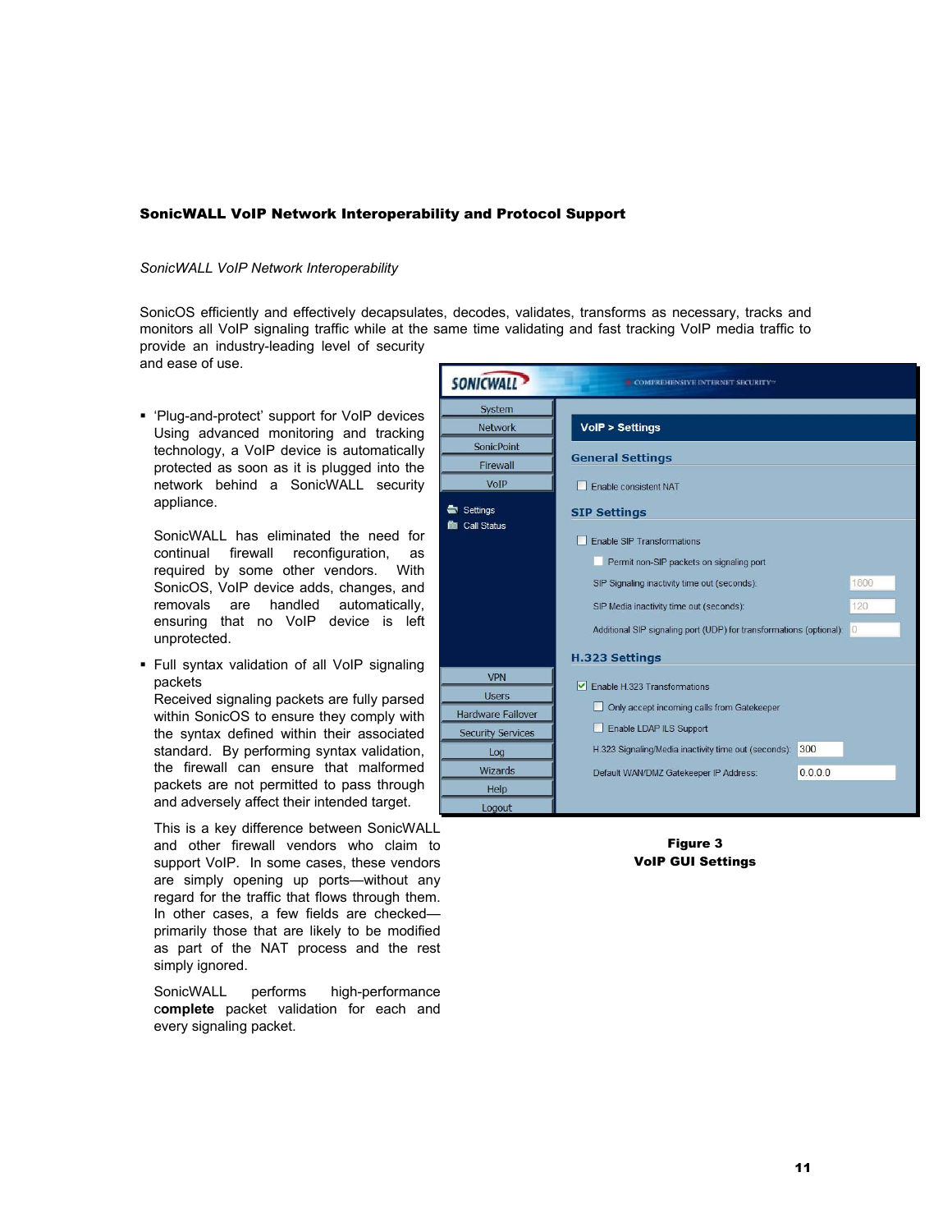## SonicWALL VoIP Network Interoperability and Protocol Support

*SonicWALL VoIP Network Interoperability*

SonicOS efficiently and effectively decapsulates, decodes, validates, transforms as necessary, tracks and monitors all VoIP signaling traffic while at the same time validating and fast tracking VoIP media traffic to provide an industry-leading level of security and ease of use.

- 'Plug-and-protect' support for VoIP devices
  Using advanced monitoring and tracking technology, a VoIP device is automatically protected as soon as it is plugged into the network behind a SonicWALL security appliance.

  SonicWALL has eliminated the need for continual firewall reconfiguration, as required by some other vendors. With SonicOS, VoIP device adds, changes, and removals are handled automatically, ensuring that no VoIP device is left unprotected.

- Full syntax validation of all VoIP signaling packets
  Received signaling packets are fully parsed within SonicOS to ensure they comply with the syntax defined within their associated standard. By performing syntax validation, the firewall can ensure that malformed packets are not permitted to pass through and adversely affect their intended target.

  This is a key difference between SonicWALL and other firewall vendors who claim to support VoIP. In some cases, these vendors are simply opening up ports—without any regard for the traffic that flows through them. In other cases, a few fields are checked—primarily those that are likely to be modified as part of the NAT process and the rest simply ignored.

  SonicWALL performs high-performance **complete** packet validation for each and every signaling packet.

**Figure 3**
**VoIP GUI Settings**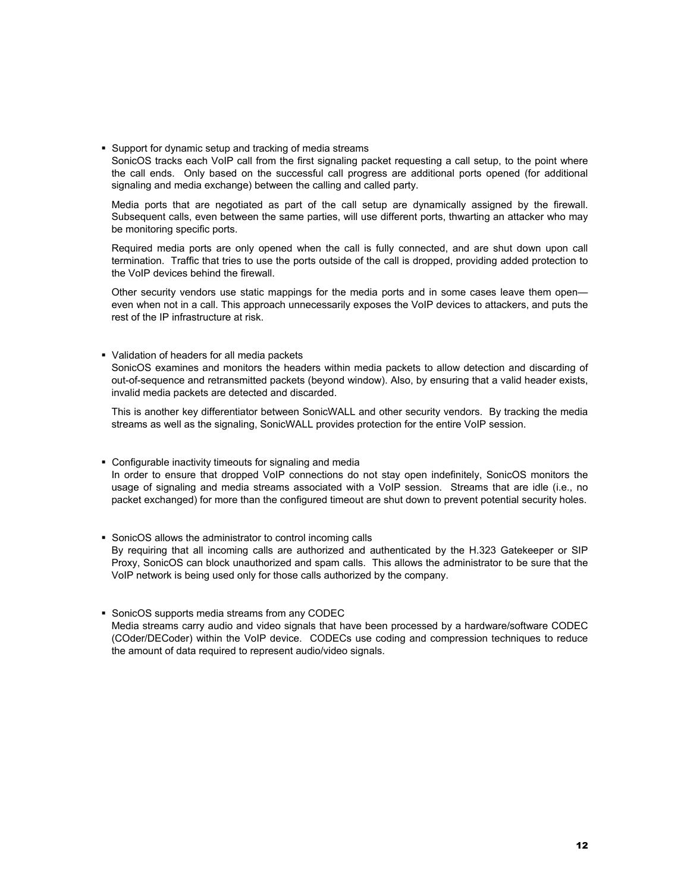- Support for dynamic setup and tracking of media streams
  SonicOS tracks each VoIP call from the first signaling packet requesting a call setup, to the point where the call ends. Only based on the successful call progress are additional ports opened (for additional signaling and media exchange) between the calling and called party.

  Media ports that are negotiated as part of the call setup are dynamically assigned by the firewall. Subsequent calls, even between the same parties, will use different ports, thwarting an attacker who may be monitoring specific ports.

  Required media ports are only opened when the call is fully connected, and are shut down upon call termination. Traffic that tries to use the ports outside of the call is dropped, providing added protection to the VoIP devices behind the firewall.

  Other security vendors use static mappings for the media ports and in some cases leave them open—even when not in a call. This approach unnecessarily exposes the VoIP devices to attackers, and puts the rest of the IP infrastructure at risk.

- Validation of headers for all media packets
  SonicOS examines and monitors the headers within media packets to allow detection and discarding of out-of-sequence and retransmitted packets (beyond window). Also, by ensuring that a valid header exists, invalid media packets are detected and discarded.

  This is another key differentiator between SonicWALL and other security vendors. By tracking the media streams as well as the signaling, SonicWALL provides protection for the entire VoIP session.

- Configurable inactivity timeouts for signaling and media
  In order to ensure that dropped VoIP connections do not stay open indefinitely, SonicOS monitors the usage of signaling and media streams associated with a VoIP session. Streams that are idle (i.e., no packet exchanged) for more than the configured timeout are shut down to prevent potential security holes.

- SonicOS allows the administrator to control incoming calls
  By requiring that all incoming calls are authorized and authenticated by the H.323 Gatekeeper or SIP Proxy, SonicOS can block unauthorized and spam calls. This allows the administrator to be sure that the VoIP network is being used only for those calls authorized by the company.

- SonicOS supports media streams from any CODEC
  Media streams carry audio and video signals that have been processed by a hardware/software CODEC (COder/DECoder) within the VoIP device. CODECs use coding and compression techniques to reduce the amount of data required to represent audio/video signals.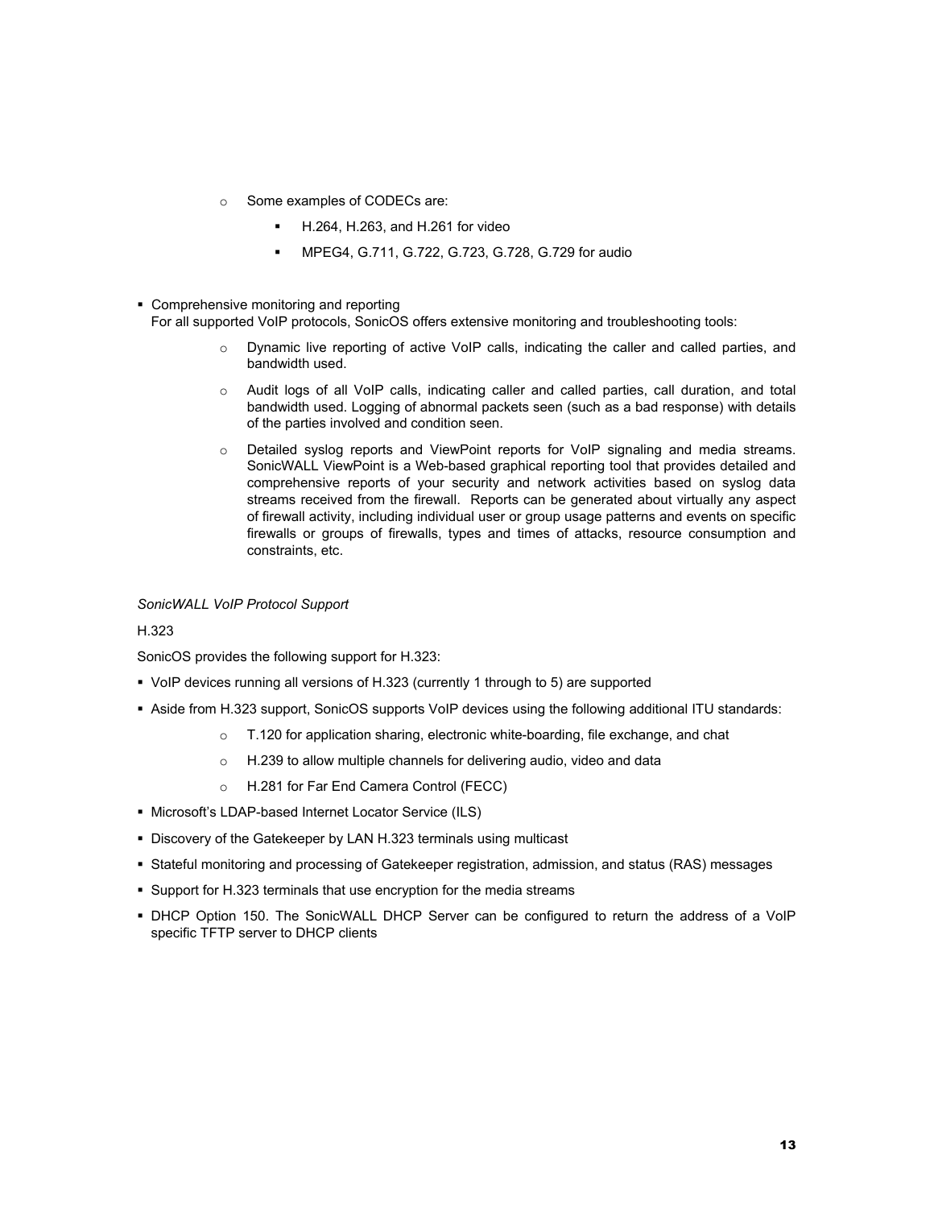- Some examples of CODECs are:
    - H.264, H.263, and H.261 for video
    - MPEG4, G.711, G.722, G.723, G.728, G.729 for audio

- Comprehensive monitoring and reporting
  For all supported VoIP protocols, SonicOS offers extensive monitoring and troubleshooting tools:
    - Dynamic live reporting of active VoIP calls, indicating the caller and called parties, and bandwidth used.
    - Audit logs of all VoIP calls, indicating caller and called parties, call duration, and total bandwidth used. Logging of abnormal packets seen (such as a bad response) with details of the parties involved and condition seen.
    - Detailed syslog reports and ViewPoint reports for VoIP signaling and media streams. SonicWALL ViewPoint is a Web-based graphical reporting tool that provides detailed and comprehensive reports of your security and network activities based on syslog data streams received from the firewall. Reports can be generated about virtually any aspect of firewall activity, including individual user or group usage patterns and events on specific firewalls or groups of firewalls, types and times of attacks, resource consumption and constraints, etc.

*SonicWALL VoIP Protocol Support*

H.323

SonicOS provides the following support for H.323:

- VoIP devices running all versions of H.323 (currently 1 through to 5) are supported
- Aside from H.323 support, SonicOS supports VoIP devices using the following additional ITU standards:
    - T.120 for application sharing, electronic white-boarding, file exchange, and chat
    - H.239 to allow multiple channels for delivering audio, video and data
    - H.281 for Far End Camera Control (FECC)
- Microsoft's LDAP-based Internet Locator Service (ILS)
- Discovery of the Gatekeeper by LAN H.323 terminals using multicast
- Stateful monitoring and processing of Gatekeeper registration, admission, and status (RAS) messages
- Support for H.323 terminals that use encryption for the media streams
- DHCP Option 150. The SonicWALL DHCP Server can be configured to return the address of a VoIP specific TFTP server to DHCP clients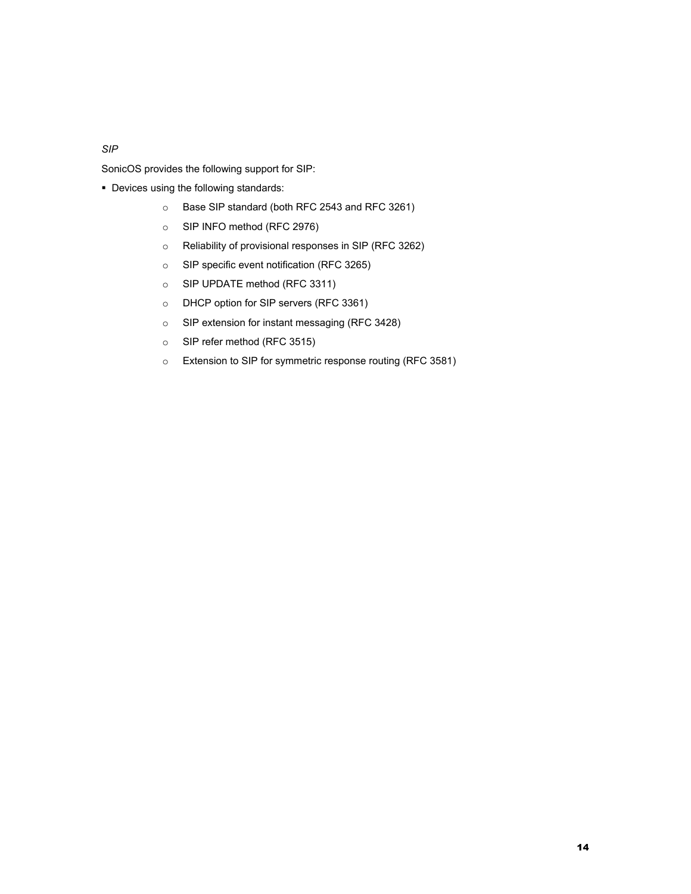*SIP*

SonicOS provides the following support for SIP:

- Devices using the following standards:
  - Base SIP standard (both RFC 2543 and RFC 3261)
  - SIP INFO method (RFC 2976)
  - Reliability of provisional responses in SIP (RFC 3262)
  - SIP specific event notification (RFC 3265)
  - SIP UPDATE method (RFC 3311)
  - DHCP option for SIP servers (RFC 3361)
  - SIP extension for instant messaging (RFC 3428)
  - SIP refer method (RFC 3515)
  - Extension to SIP for symmetric response routing (RFC 3581)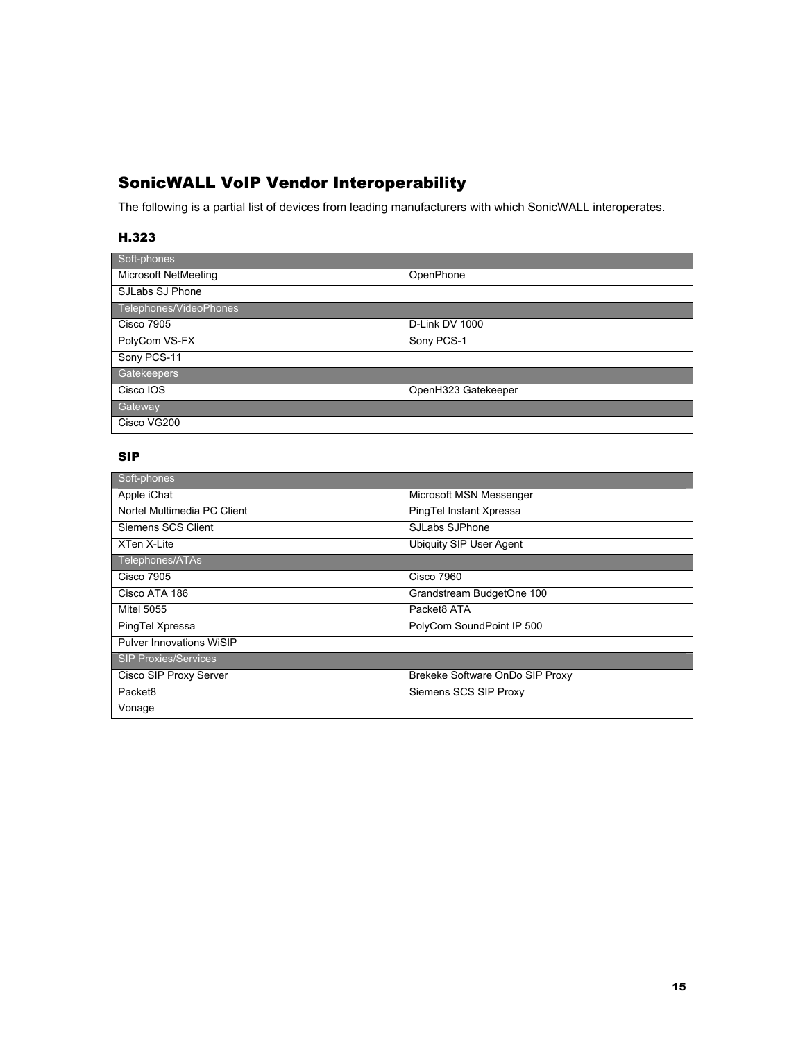## SonicWALL VoIP Vendor Interoperability

The following is a partial list of devices from leading manufacturers with which SonicWALL interoperates.

### H.323

| Soft-phones | |
|---|---|
| Microsoft NetMeeting | OpenPhone |
| SJLabs SJ Phone | |
| **Telephones/VideoPhones** | |
| Cisco 7905 | D-Link DV 1000 |
| PolyCom VS-FX | Sony PCS-1 |
| Sony PCS-11 | |
| **Gatekeepers** | |
| Cisco IOS | OpenH323 Gatekeeper |
| **Gateway** | |
| Cisco VG200 | |

### SIP

| Soft-phones | |
|---|---|
| Apple iChat | Microsoft MSN Messenger |
| Nortel Multimedia PC Client | PingTel Instant Xpressa |
| Siemens SCS Client | SJLabs SJPhone |
| XTen X-Lite | Ubiquity SIP User Agent |
| **Telephones/ATAs** | |
| Cisco 7905 | Cisco 7960 |
| Cisco ATA 186 | Grandstream BudgetOne 100 |
| Mitel 5055 | Packet8 ATA |
| PingTel Xpressa | PolyCom SoundPoint IP 500 |
| Pulver Innovations WiSIP | |
| **SIP Proxies/Services** | |
| Cisco SIP Proxy Server | Brekeke Software OnDo SIP Proxy |
| Packet8 | Siemens SCS SIP Proxy |
| Vonage | |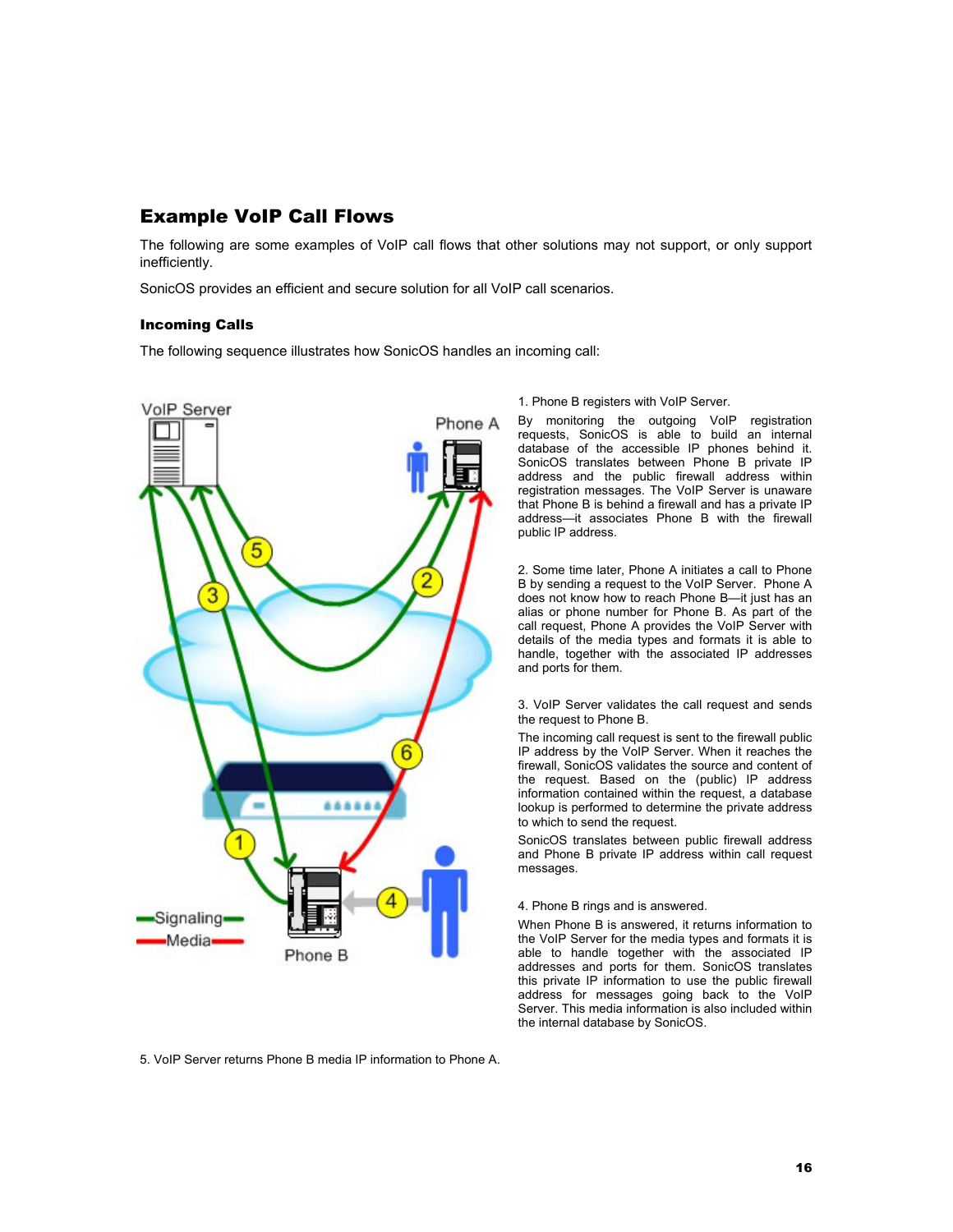## Example VoIP Call Flows

The following are some examples of VoIP call flows that other solutions may not support, or only support inefficiently.

SonicOS provides an efficient and secure solution for all VoIP call scenarios.

### Incoming Calls

The following sequence illustrates how SonicOS handles an incoming call:

1. Phone B registers with VoIP Server.

By monitoring the outgoing VoIP registration requests, SonicOS is able to build an internal database of the accessible IP phones behind it. SonicOS translates between Phone B private IP address and the public firewall address within registration messages. The VoIP Server is unaware that Phone B is behind a firewall and has a private IP address—it associates Phone B with the firewall public IP address.

2. Some time later, Phone A initiates a call to Phone B by sending a request to the VoIP Server. Phone A does not know how to reach Phone B—it just has an alias or phone number for Phone B. As part of the call request, Phone A provides the VoIP Server with details of the media types and formats it is able to handle, together with the associated IP addresses and ports for them.

3. VoIP Server validates the call request and sends the request to Phone B.

The incoming call request is sent to the firewall public IP address by the VoIP Server. When it reaches the firewall, SonicOS validates the source and content of the request. Based on the (public) IP address information contained within the request, a database lookup is performed to determine the private address to which to send the request.

SonicOS translates between public firewall address and Phone B private IP address within call request messages.

4. Phone B rings and is answered.

When Phone B is answered, it returns information to the VoIP Server for the media types and formats it is able to handle together with the associated IP addresses and ports for them. SonicOS translates this private IP information to use the public firewall address for messages going back to the VoIP Server. This media information is also included within the internal database by SonicOS.

5. VoIP Server returns Phone B media IP information to Phone A.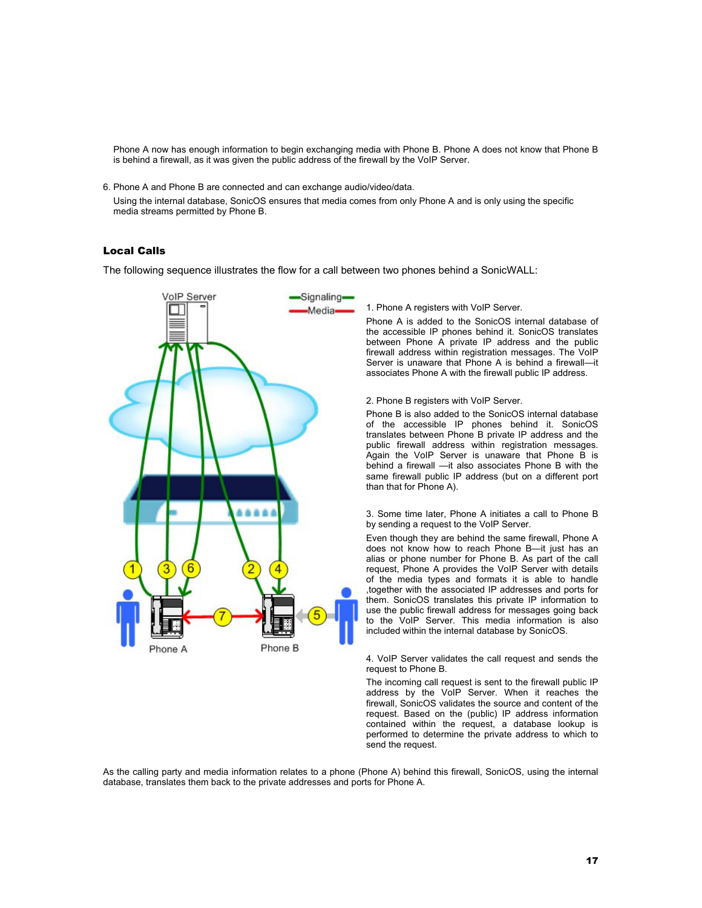Phone A now has enough information to begin exchanging media with Phone B. Phone A does not know that Phone B is behind a firewall, as it was given the public address of the firewall by the VoIP Server.

6. Phone A and Phone B are connected and can exchange audio/video/data.

   Using the internal database, SonicOS ensures that media comes from only Phone A and is only using the specific media streams permitted by Phone B.

## Local Calls

The following sequence illustrates the flow for a call between two phones behind a SonicWALL:

1. Phone A registers with VoIP Server.

   Phone A is added to the SonicOS internal database of the accessible IP phones behind it. SonicOS translates between Phone A private IP address and the public firewall address within registration messages. The VoIP Server is unaware that Phone A is behind a firewall—it associates Phone A with the firewall public IP address.

2. Phone B registers with VoIP Server.

   Phone B is also added to the SonicOS internal database of the accessible IP phones behind it. SonicOS translates between Phone B private IP address and the public firewall address within registration messages. Again the VoIP Server is unaware that Phone B is behind a firewall —it also associates Phone B with the same firewall public IP address (but on a different port than that for Phone A).

3. Some time later, Phone A initiates a call to Phone B by sending a request to the VoIP Server.

   Even though they are behind the same firewall, Phone A does not know how to reach Phone B—it just has an alias or phone number for Phone B. As part of the call request, Phone A provides the VoIP Server with details of the media types and formats it is able to handle ,together with the associated IP addresses and ports for them. SonicOS translates this private IP information to use the public firewall address for messages going back to the VoIP Server. This media information is also included within the internal database by SonicOS.

4. VoIP Server validates the call request and sends the request to Phone B.

   The incoming call request is sent to the firewall public IP address by the VoIP Server. When it reaches the firewall, SonicOS validates the source and content of the request. Based on the (public) IP address information contained within the request, a database lookup is performed to determine the private address to which to send the request.

As the calling party and media information relates to a phone (Phone A) behind this firewall, SonicOS, using the internal database, translates them back to the private addresses and ports for Phone A.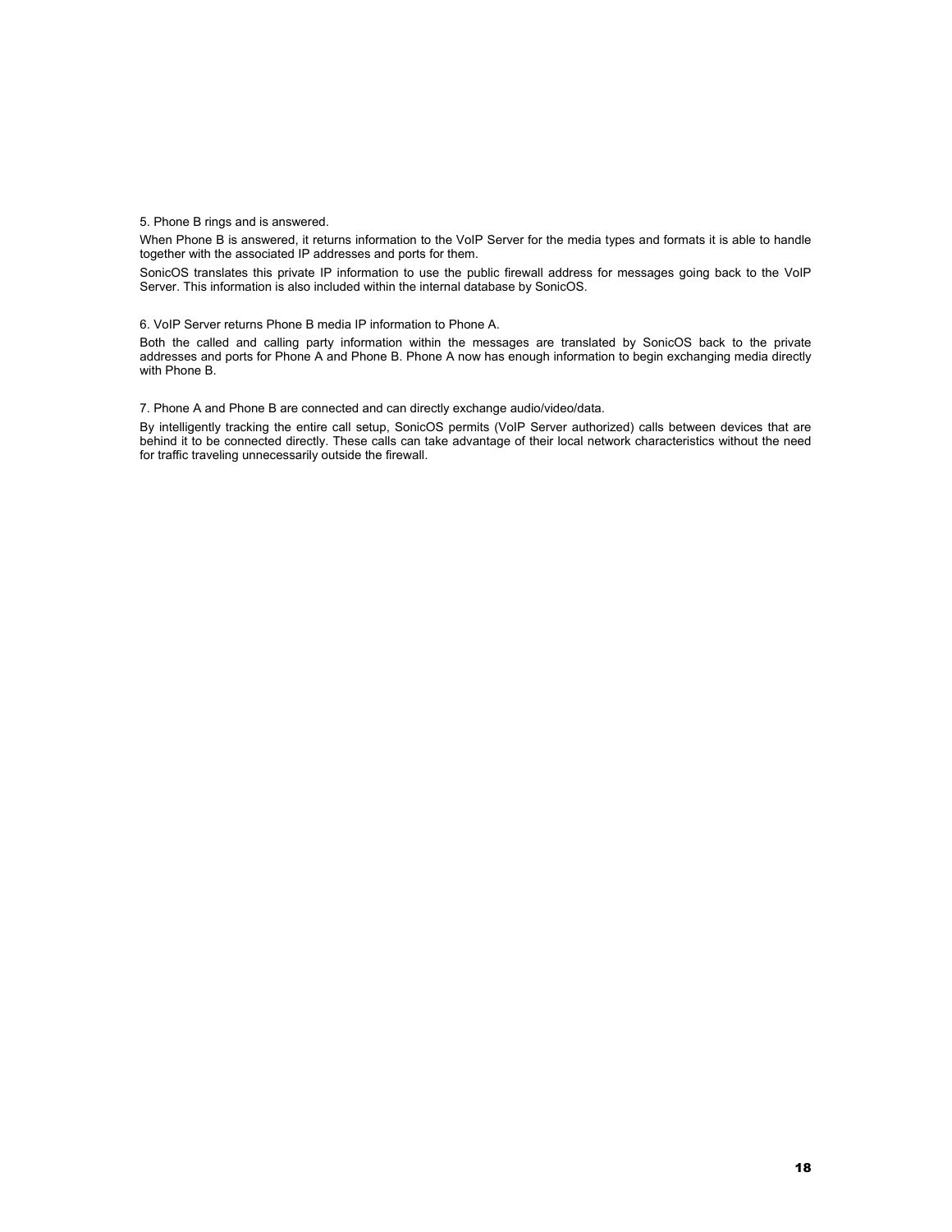5. Phone B rings and is answered.

When Phone B is answered, it returns information to the VoIP Server for the media types and formats it is able to handle together with the associated IP addresses and ports for them.

SonicOS translates this private IP information to use the public firewall address for messages going back to the VoIP Server. This information is also included within the internal database by SonicOS.

6. VoIP Server returns Phone B media IP information to Phone A.

Both the called and calling party information within the messages are translated by SonicOS back to the private addresses and ports for Phone A and Phone B. Phone A now has enough information to begin exchanging media directly with Phone B.

7. Phone A and Phone B are connected and can directly exchange audio/video/data.

By intelligently tracking the entire call setup, SonicOS permits (VoIP Server authorized) calls between devices that are behind it to be connected directly. These calls can take advantage of their local network characteristics without the need for traffic traveling unnecessarily outside the firewall.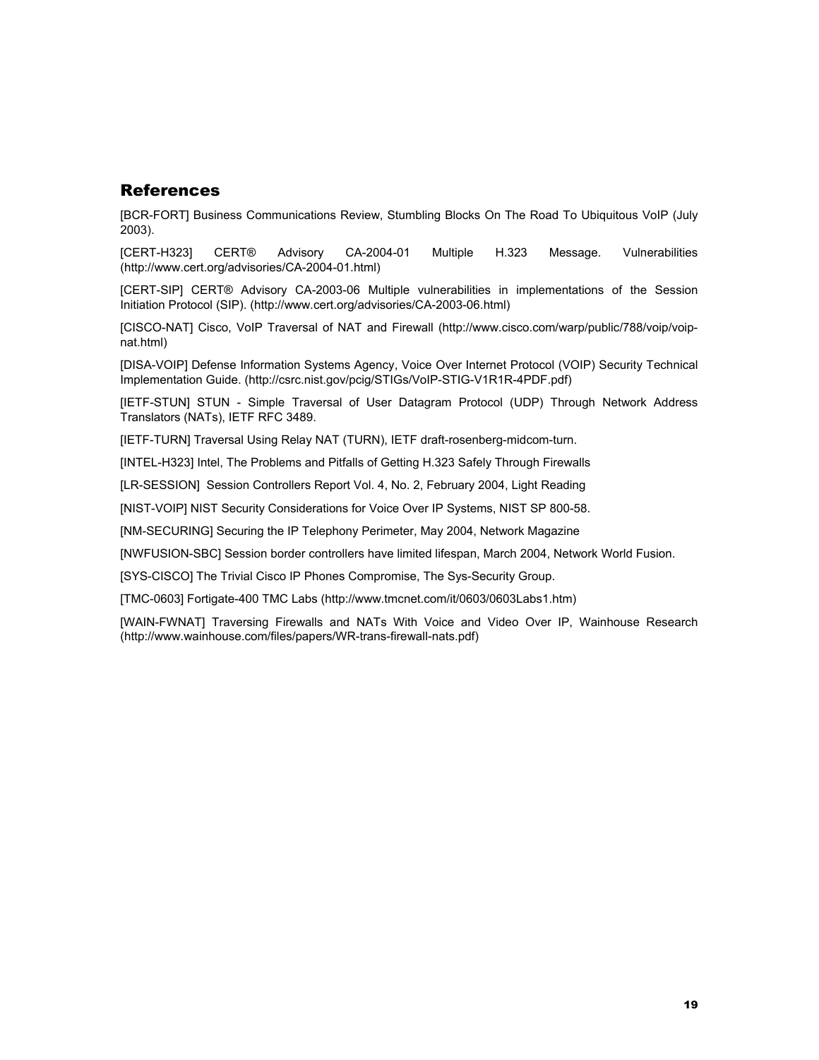## References

[BCR-FORT] Business Communications Review, Stumbling Blocks On The Road To Ubiquitous VoIP (July 2003).

[CERT-H323] CERT® Advisory CA-2004-01 Multiple H.323 Message. Vulnerabilities (http://www.cert.org/advisories/CA-2004-01.html)

[CERT-SIP] CERT® Advisory CA-2003-06 Multiple vulnerabilities in implementations of the Session Initiation Protocol (SIP). (http://www.cert.org/advisories/CA-2003-06.html)

[CISCO-NAT] Cisco, VoIP Traversal of NAT and Firewall (http://www.cisco.com/warp/public/788/voip/voip-nat.html)

[DISA-VOIP] Defense Information Systems Agency, Voice Over Internet Protocol (VOIP) Security Technical Implementation Guide. (http://csrc.nist.gov/pcig/STIGs/VoIP-STIG-V1R1R-4PDF.pdf)

[IETF-STUN] STUN - Simple Traversal of User Datagram Protocol (UDP) Through Network Address Translators (NATs), IETF RFC 3489.

[IETF-TURN] Traversal Using Relay NAT (TURN), IETF draft-rosenberg-midcom-turn.

[INTEL-H323] Intel, The Problems and Pitfalls of Getting H.323 Safely Through Firewalls

[LR-SESSION] Session Controllers Report Vol. 4, No. 2, February 2004, Light Reading

[NIST-VOIP] NIST Security Considerations for Voice Over IP Systems, NIST SP 800-58.

[NM-SECURING] Securing the IP Telephony Perimeter, May 2004, Network Magazine

[NWFUSION-SBC] Session border controllers have limited lifespan, March 2004, Network World Fusion.

[SYS-CISCO] The Trivial Cisco IP Phones Compromise, The Sys-Security Group.

[TMC-0603] Fortigate-400 TMC Labs (http://www.tmcnet.com/it/0603/0603Labs1.htm)

[WAIN-FWNAT] Traversing Firewalls and NATs With Voice and Video Over IP, Wainhouse Research (http://www.wainhouse.com/files/papers/WR-trans-firewall-nats.pdf)